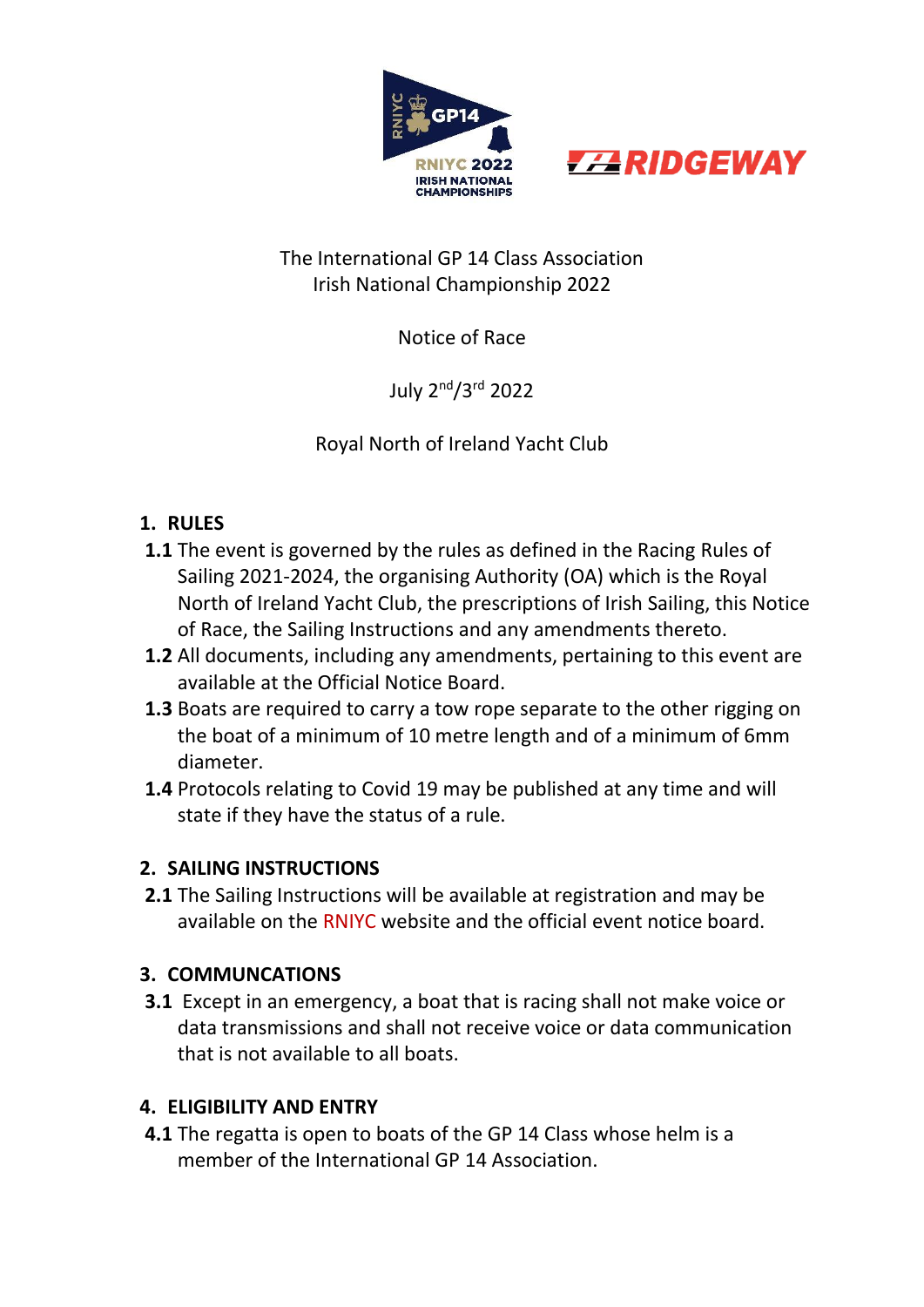The International GP 14 Class Association
Irish National Championship 2022

Notice of Race

July 2nd/3rd 2022

Royal North of Ireland Yacht Club

## 1. RULES

**1.1** The event is governed by the rules as defined in the Racing Rules of Sailing 2021-2024, the organising Authority (OA) which is the Royal North of Ireland Yacht Club, the prescriptions of Irish Sailing, this Notice of Race, the Sailing Instructions and any amendments thereto.

**1.2** All documents, including any amendments, pertaining to this event are available at the Official Notice Board.

**1.3** Boats are required to carry a tow rope separate to the other rigging on the boat of a minimum of 10 metre length and of a minimum of 6mm diameter.

**1.4** Protocols relating to Covid 19 may be published at any time and will state if they have the status of a rule.

## 2. SAILING INSTRUCTIONS

**2.1** The Sailing Instructions will be available at registration and may be available on the RNIYC website and the official event notice board.

## 3. COMMUNCATIONS

**3.1** Except in an emergency, a boat that is racing shall not make voice or data transmissions and shall not receive voice or data communication that is not available to all boats.

## 4. ELIGIBILITY AND ENTRY

**4.1** The regatta is open to boats of the GP 14 Class whose helm is a member of the International GP 14 Association.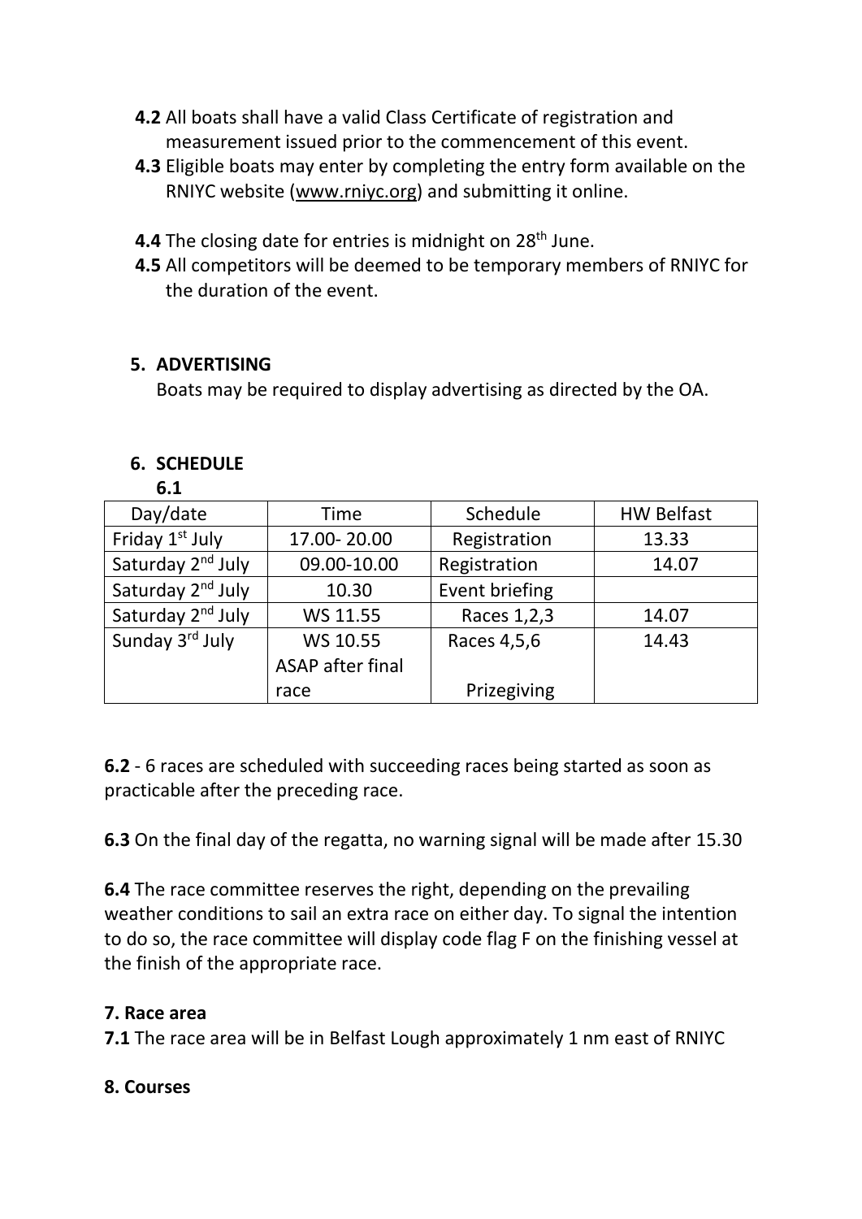**4.2** All boats shall have a valid Class Certificate of registration and measurement issued prior to the commencement of this event.

**4.3** Eligible boats may enter by completing the entry form available on the RNIYC website (www.rniyc.org) and submitting it online.

**4.4** The closing date for entries is midnight on 28th June.

**4.5** All competitors will be deemed to be temporary members of RNIYC for the duration of the event.

## 5. ADVERTISING

Boats may be required to display advertising as directed by the OA.

## 6. SCHEDULE

**6.1**

| Day/date | Time | Schedule | HW Belfast |
|---|---|---|---|
| Friday 1st July | 17.00- 20.00 | Registration | 13.33 |
| Saturday 2nd July | 09.00-10.00 | Registration | 14.07 |
| Saturday 2nd July | 10.30 | Event briefing | |
| Saturday 2nd July | WS 11.55 | Races 1,2,3 | 14.07 |
| Sunday 3rd July | WS 10.55<br>ASAP after final race | Races 4,5,6<br><br>Prizegiving | 14.43 |

**6.2** - 6 races are scheduled with succeeding races being started as soon as practicable after the preceding race.

**6.3** On the final day of the regatta, no warning signal will be made after 15.30

**6.4** The race committee reserves the right, depending on the prevailing weather conditions to sail an extra race on either day. To signal the intention to do so, the race committee will display code flag F on the finishing vessel at the finish of the appropriate race.

## 7. Race area

**7.1** The race area will be in Belfast Lough approximately 1 nm east of RNIYC

## 8. Courses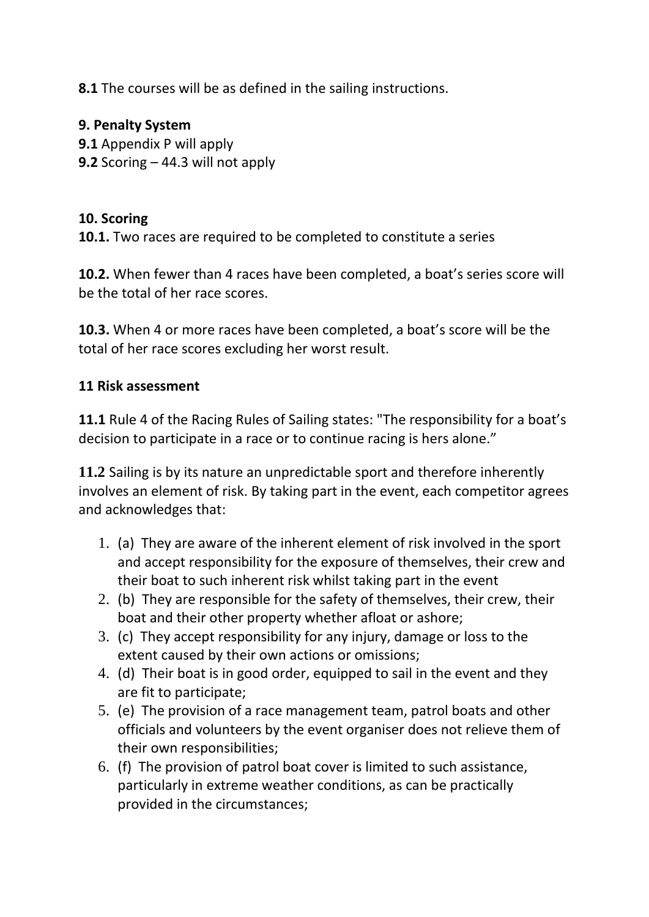**8.1** The courses will be as defined in the sailing instructions.

**9. Penalty System**
**9.1** Appendix P will apply
**9.2** Scoring – 44.3 will not apply

**10. Scoring**
**10.1.** Two races are required to be completed to constitute a series

**10.2.** When fewer than 4 races have been completed, a boat's series score will be the total of her race scores.

**10.3.** When 4 or more races have been completed, a boat's score will be the total of her race scores excluding her worst result.

**11 Risk assessment**

**11.1** Rule 4 of the Racing Rules of Sailing states: "The responsibility for a boat's decision to participate in a race or to continue racing is hers alone."

**11.2** Sailing is by its nature an unpredictable sport and therefore inherently involves an element of risk. By taking part in the event, each competitor agrees and acknowledges that:

1. (a) They are aware of the inherent element of risk involved in the sport and accept responsibility for the exposure of themselves, their crew and their boat to such inherent risk whilst taking part in the event
2. (b) They are responsible for the safety of themselves, their crew, their boat and their other property whether afloat or ashore;
3. (c) They accept responsibility for any injury, damage or loss to the extent caused by their own actions or omissions;
4. (d) Their boat is in good order, equipped to sail in the event and they are fit to participate;
5. (e) The provision of a race management team, patrol boats and other officials and volunteers by the event organiser does not relieve them of their own responsibilities;
6. (f) The provision of patrol boat cover is limited to such assistance, particularly in extreme weather conditions, as can be practically provided in the circumstances;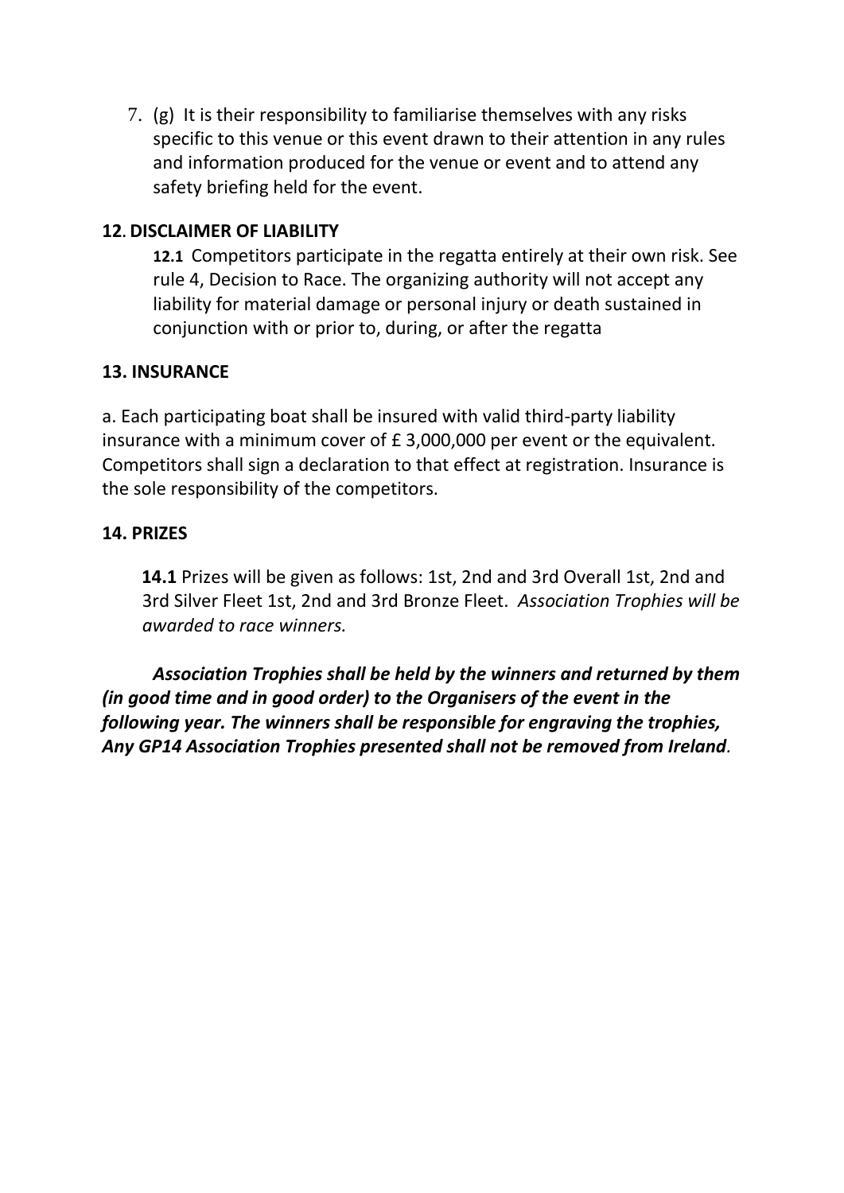7. (g) It is their responsibility to familiarise themselves with any risks specific to this venue or this event drawn to their attention in any rules and information produced for the venue or event and to attend any safety briefing held for the event.

## 12. DISCLAIMER OF LIABILITY

**12.1** Competitors participate in the regatta entirely at their own risk. See rule 4, Decision to Race. The organizing authority will not accept any liability for material damage or personal injury or death sustained in conjunction with or prior to, during, or after the regatta

## 13. INSURANCE

a. Each participating boat shall be insured with valid third-party liability insurance with a minimum cover of £ 3,000,000 per event or the equivalent. Competitors shall sign a declaration to that effect at registration. Insurance is the sole responsibility of the competitors.

## 14. PRIZES

**14.1** Prizes will be given as follows: 1st, 2nd and 3rd Overall 1st, 2nd and 3rd Silver Fleet 1st, 2nd and 3rd Bronze Fleet. *Association Trophies will be awarded to race winners.*

***Association Trophies shall be held by the winners and returned by them (in good time and in good order) to the Organisers of the event in the following year. The winners shall be responsible for engraving the trophies, Any GP14 Association Trophies presented shall not be removed from Ireland***.